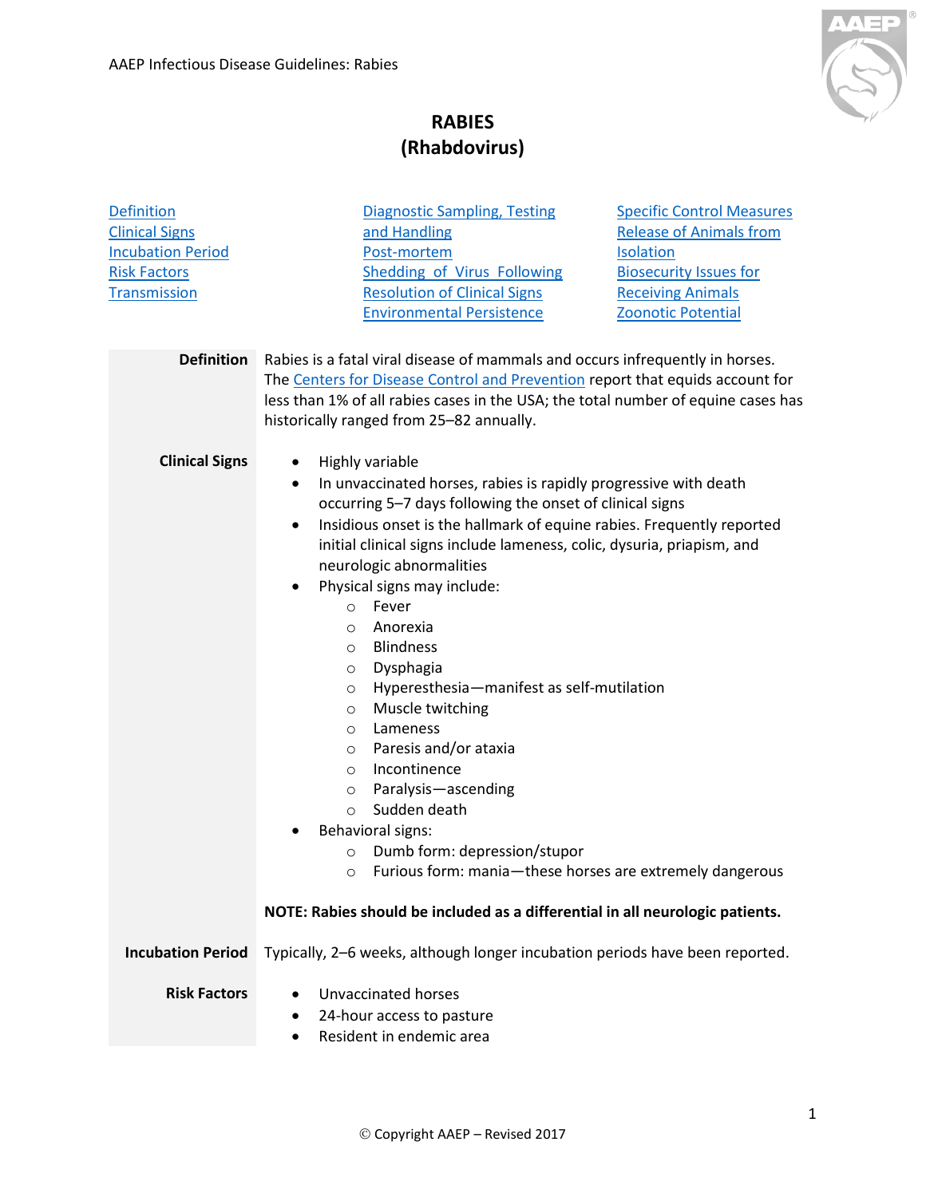# RABIES
## (Rhabdovirus)

[Definition](#definition)
[Clinical Signs](#clinical-signs)
[Incubation Period](#incubation-period)
[Risk Factors](#risk-factors)
[Transmission](#transmission)

[Diagnostic Sampling, Testing and Handling](#)
[Post-mortem](#)
[Shedding of Virus Following Resolution of Clinical Signs](#)
[Environmental Persistence](#)

[Specific Control Measures](#)
[Release of Animals from Isolation](#)
[Biosecurity Issues for Receiving Animals](#)
[Zoonotic Potential](#)

**Definition**

Rabies is a fatal viral disease of mammals and occurs infrequently in horses. The [Centers for Disease Control and Prevention](#) report that equids account for less than 1% of all rabies cases in the USA; the total number of equine cases has historically ranged from 25–82 annually.

**Clinical Signs**

- Highly variable
- In unvaccinated horses, rabies is rapidly progressive with death occurring 5–7 days following the onset of clinical signs
- Insidious onset is the hallmark of equine rabies. Frequently reported initial clinical signs include lameness, colic, dysuria, priapism, and neurologic abnormalities
- Physical signs may include:
  - Fever
  - Anorexia
  - Blindness
  - Dysphagia
  - Hyperesthesia—manifest as self-mutilation
  - Muscle twitching
  - Lameness
  - Paresis and/or ataxia
  - Incontinence
  - Paralysis—ascending
  - Sudden death
- Behavioral signs:
  - Dumb form: depression/stupor
  - Furious form: mania—these horses are extremely dangerous

**NOTE: Rabies should be included as a differential in all neurologic patients.**

**Incubation Period**

Typically, 2–6 weeks, although longer incubation periods have been reported.

**Risk Factors**

- Unvaccinated horses
- 24-hour access to pasture
- Resident in endemic area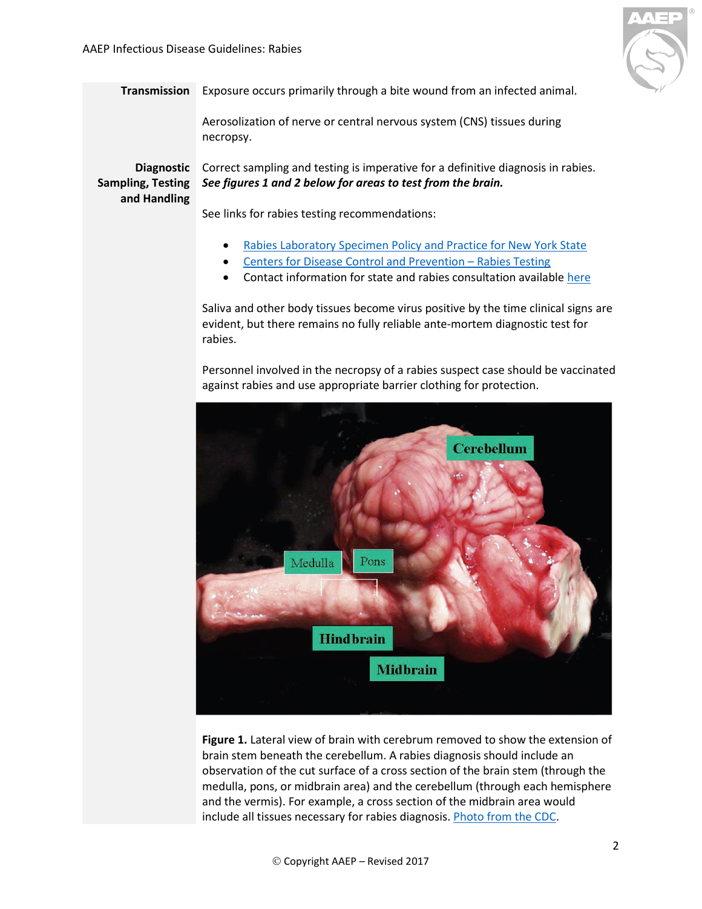**Transmission**

Exposure occurs primarily through a bite wound from an infected animal.

Aerosolization of nerve or central nervous system (CNS) tissues during necropsy.

**Diagnostic Sampling, Testing and Handling**

Correct sampling and testing is imperative for a definitive diagnosis in rabies. ***See figures 1 and 2 below for areas to test from the brain.***

See links for rabies testing recommendations:

- Rabies Laboratory Specimen Policy and Practice for New York State
- Centers for Disease Control and Prevention – Rabies Testing
- Contact information for state and rabies consultation available here

Saliva and other body tissues become virus positive by the time clinical signs are evident, but there remains no fully reliable ante-mortem diagnostic test for rabies.

Personnel involved in the necropsy of a rabies suspect case should be vaccinated against rabies and use appropriate barrier clothing for protection.

**Figure 1.** Lateral view of brain with cerebrum removed to show the extension of brain stem beneath the cerebellum. A rabies diagnosis should include an observation of the cut surface of a cross section of the brain stem (through the medulla, pons, or midbrain area) and the cerebellum (through each hemisphere and the vermis). For example, a cross section of the midbrain area would include all tissues necessary for rabies diagnosis. Photo from the CDC.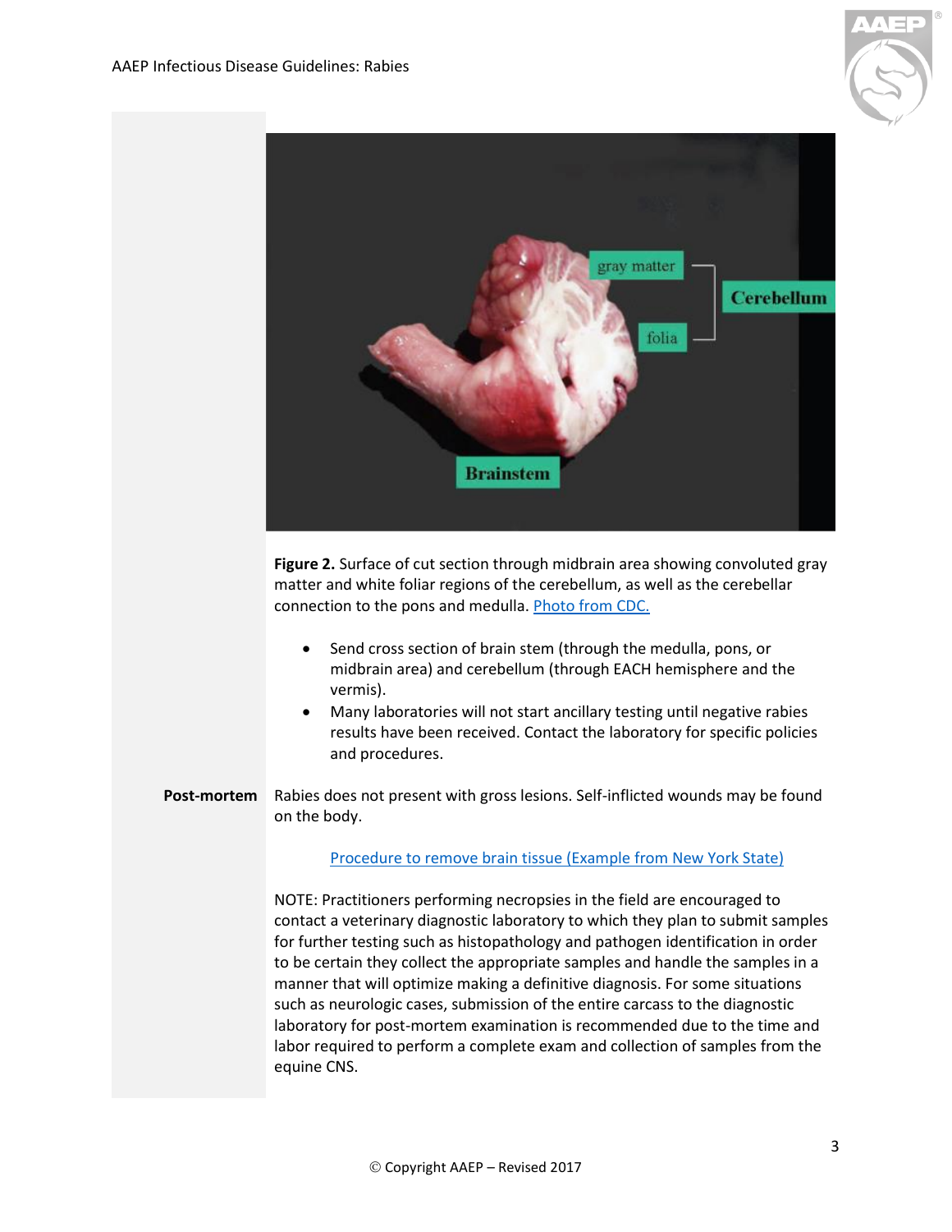**Figure 2.** Surface of cut section through midbrain area showing convoluted gray matter and white foliar regions of the cerebellum, as well as the cerebellar connection to the pons and medulla. [Photo from CDC.]

- Send cross section of brain stem (through the medulla, pons, or midbrain area) and cerebellum (through EACH hemisphere and the vermis).
- Many laboratories will not start ancillary testing until negative rabies results have been received. Contact the laboratory for specific policies and procedures.

**Post-mortem**

Rabies does not present with gross lesions. Self-inflicted wounds may be found on the body.

[Procedure to remove brain tissue (Example from New York State)]

NOTE: Practitioners performing necropsies in the field are encouraged to contact a veterinary diagnostic laboratory to which they plan to submit samples for further testing such as histopathology and pathogen identification in order to be certain they collect the appropriate samples and handle the samples in a manner that will optimize making a definitive diagnosis. For some situations such as neurologic cases, submission of the entire carcass to the diagnostic laboratory for post-mortem examination is recommended due to the time and labor required to perform a complete exam and collection of samples from the equine CNS.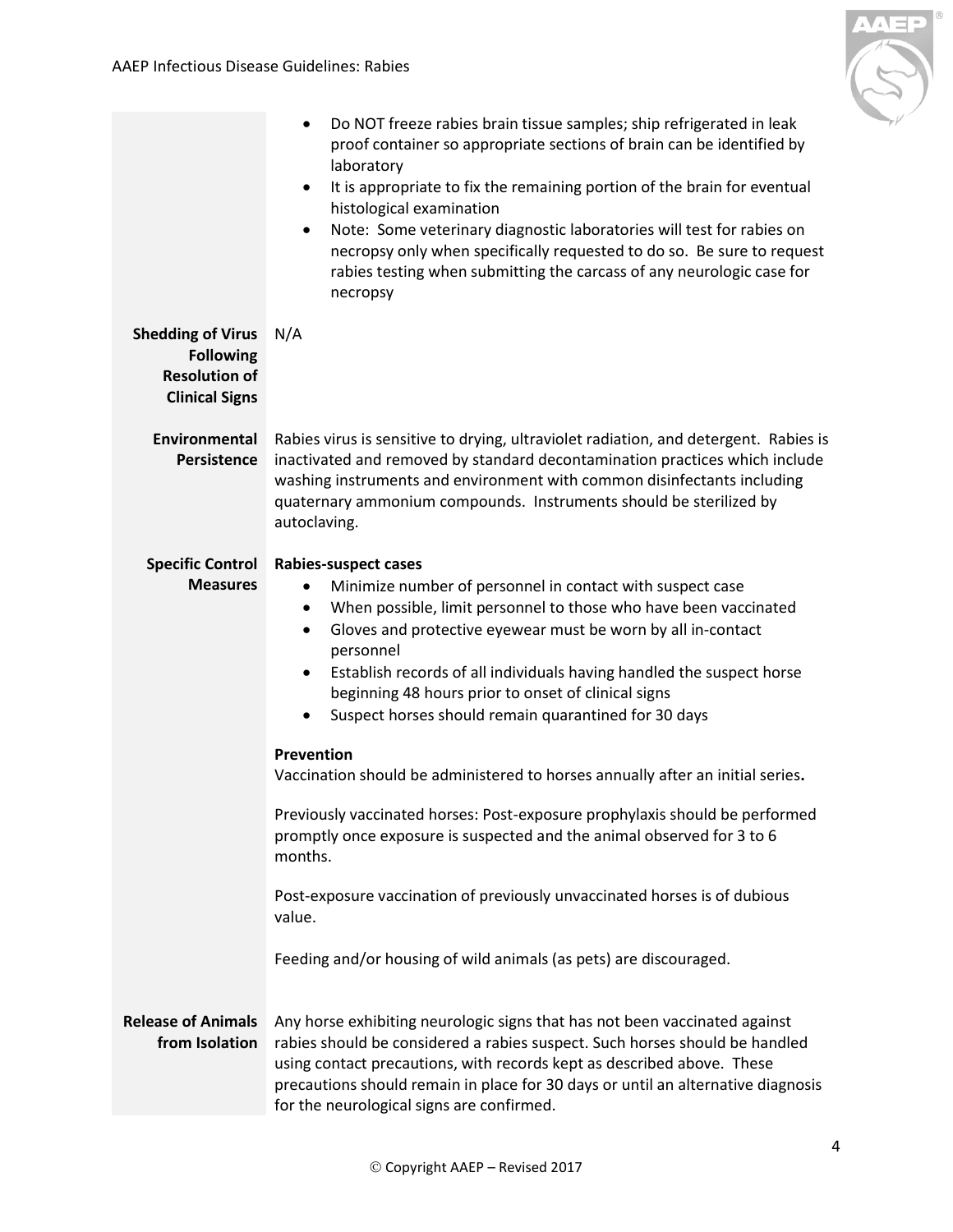- Do NOT freeze rabies brain tissue samples; ship refrigerated in leak proof container so appropriate sections of brain can be identified by laboratory
- It is appropriate to fix the remaining portion of the brain for eventual histological examination
- Note: Some veterinary diagnostic laboratories will test for rabies on necropsy only when specifically requested to do so. Be sure to request rabies testing when submitting the carcass of any neurologic case for necropsy

**Shedding of Virus Following Resolution of Clinical Signs**

N/A

**Environmental Persistence**

Rabies virus is sensitive to drying, ultraviolet radiation, and detergent. Rabies is inactivated and removed by standard decontamination practices which include washing instruments and environment with common disinfectants including quaternary ammonium compounds. Instruments should be sterilized by autoclaving.

**Specific Control Measures**

**Rabies-suspect cases**

- Minimize number of personnel in contact with suspect case
- When possible, limit personnel to those who have been vaccinated
- Gloves and protective eyewear must be worn by all in-contact personnel
- Establish records of all individuals having handled the suspect horse beginning 48 hours prior to onset of clinical signs
- Suspect horses should remain quarantined for 30 days

**Prevention**

Vaccination should be administered to horses annually after an initial series**.**

Previously vaccinated horses: Post-exposure prophylaxis should be performed promptly once exposure is suspected and the animal observed for 3 to 6 months.

Post-exposure vaccination of previously unvaccinated horses is of dubious value.

Feeding and/or housing of wild animals (as pets) are discouraged.

**Release of Animals from Isolation**

Any horse exhibiting neurologic signs that has not been vaccinated against rabies should be considered a rabies suspect. Such horses should be handled using contact precautions, with records kept as described above. These precautions should remain in place for 30 days or until an alternative diagnosis for the neurological signs are confirmed.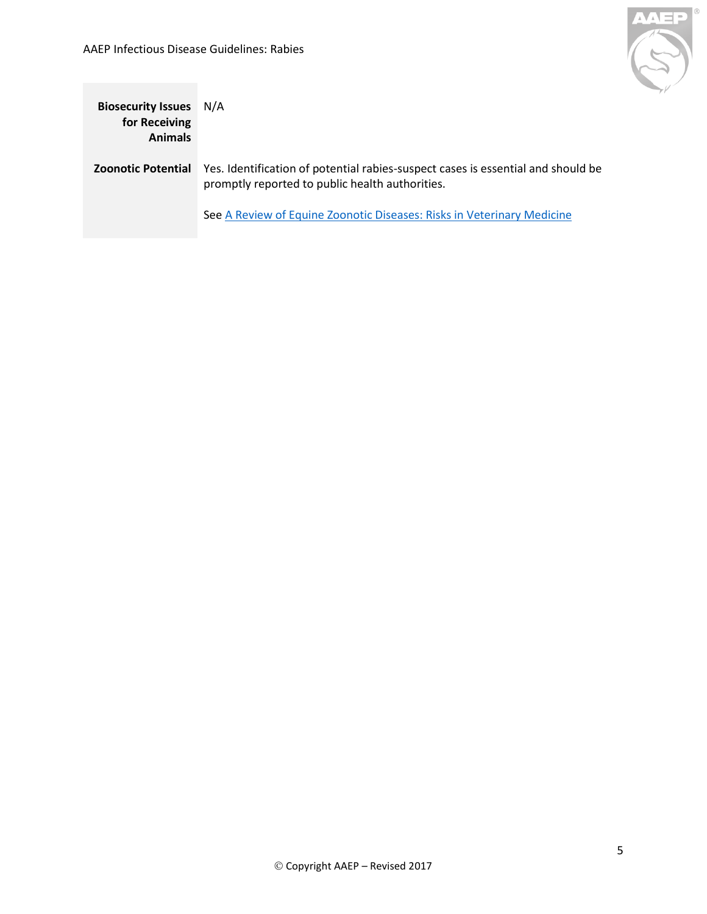| | |
|---|---|
| **Biosecurity Issues for Receiving Animals** | N/A |
| **Zoonotic Potential** | Yes. Identification of potential rabies-suspect cases is essential and should be promptly reported to public health authorities.<br><br>See A Review of Equine Zoonotic Diseases: Risks in Veterinary Medicine |

© Copyright AAEP – Revised 2017